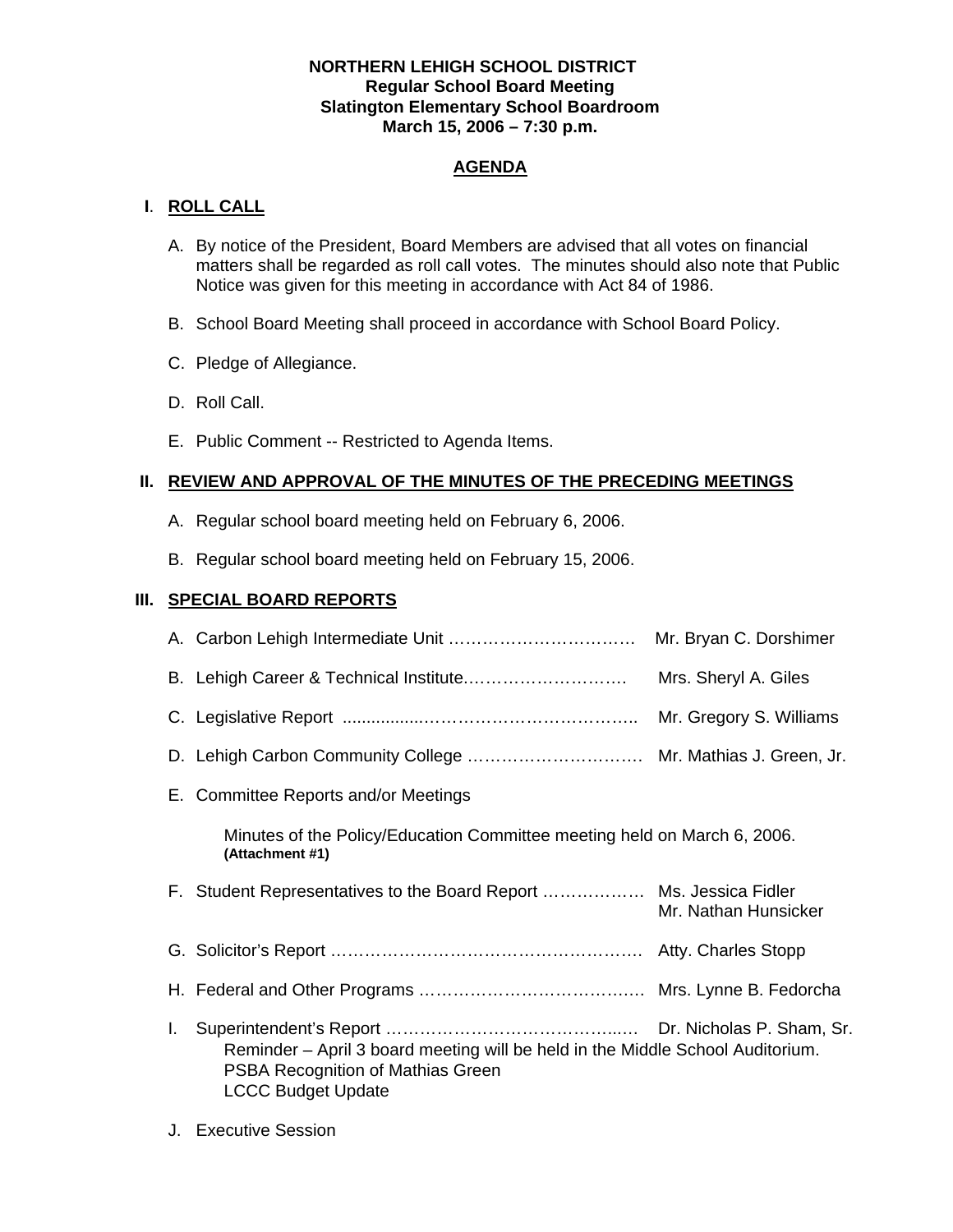**NORTHERN LEHIGH SCHOOL DISTRICT**
**Regular School Board Meeting**
**Slatington Elementary School Boardroom**
**March 15, 2006 – 7:30 p.m.**

## AGENDA

## I. ROLL CALL

A. By notice of the President, Board Members are advised that all votes on financial matters shall be regarded as roll call votes. The minutes should also note that Public Notice was given for this meeting in accordance with Act 84 of 1986.

B. School Board Meeting shall proceed in accordance with School Board Policy.

C. Pledge of Allegiance.

D. Roll Call.

E. Public Comment -- Restricted to Agenda Items.

## II. REVIEW AND APPROVAL OF THE MINUTES OF THE PRECEDING MEETINGS

A. Regular school board meeting held on February 6, 2006.

B. Regular school board meeting held on February 15, 2006.

## III. SPECIAL BOARD REPORTS

A. Carbon Lehigh Intermediate Unit …………………………… Mr. Bryan C. Dorshimer

B. Lehigh Career & Technical Institute………………………… Mrs. Sheryl A. Giles

C. Legislative Report ................………………………………….. Mr. Gregory S. Williams

D. Lehigh Carbon Community College …………………………. Mr. Mathias J. Green, Jr.

E. Committee Reports and/or Meetings

Minutes of the Policy/Education Committee meeting held on March 6, 2006. **(Attachment #1)**

F. Student Representatives to the Board Report ……………… Ms. Jessica Fidler
Mr. Nathan Hunsicker

G. Solicitor's Report ………………………………………………. Atty. Charles Stopp

H. Federal and Other Programs ………………………………….. Mrs. Lynne B. Fedorcha

I. Superintendent's Report ……………………………………..… Dr. Nicholas P. Sham, Sr.
Reminder – April 3 board meeting will be held in the Middle School Auditorium.
PSBA Recognition of Mathias Green
LCCC Budget Update

J. Executive Session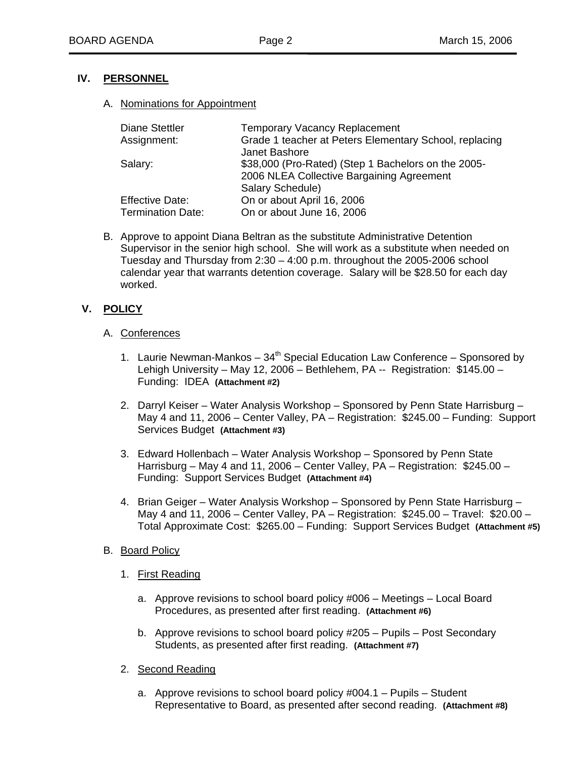## IV. PERSONNEL

A. Nominations for Appointment

| | |
|---|---|
| Diane Stettler | Temporary Vacancy Replacement |
| Assignment: | Grade 1 teacher at Peters Elementary School, replacing Janet Bashore |
| Salary: | $38,000 (Pro-Rated) (Step 1 Bachelors on the 2005-2006 NLEA Collective Bargaining Agreement Salary Schedule) |
| Effective Date: | On or about April 16, 2006 |
| Termination Date: | On or about June 16, 2006 |

B. Approve to appoint Diana Beltran as the substitute Administrative Detention Supervisor in the senior high school. She will work as a substitute when needed on Tuesday and Thursday from 2:30 – 4:00 p.m. throughout the 2005-2006 school calendar year that warrants detention coverage. Salary will be $28.50 for each day worked.

## V. POLICY

A. Conferences

1. Laurie Newman-Mankos – 34th Special Education Law Conference – Sponsored by Lehigh University – May 12, 2006 – Bethlehem, PA -- Registration: $145.00 – Funding: IDEA **(Attachment #2)**

2. Darryl Keiser – Water Analysis Workshop – Sponsored by Penn State Harrisburg – May 4 and 11, 2006 – Center Valley, PA – Registration: $245.00 – Funding: Support Services Budget **(Attachment #3)**

3. Edward Hollenbach – Water Analysis Workshop – Sponsored by Penn State Harrisburg – May 4 and 11, 2006 – Center Valley, PA – Registration: $245.00 – Funding: Support Services Budget **(Attachment #4)**

4. Brian Geiger – Water Analysis Workshop – Sponsored by Penn State Harrisburg – May 4 and 11, 2006 – Center Valley, PA – Registration: $245.00 – Travel: $20.00 – Total Approximate Cost: $265.00 – Funding: Support Services Budget **(Attachment #5)**

B. Board Policy

1. First Reading

   a. Approve revisions to school board policy #006 – Meetings – Local Board Procedures, as presented after first reading. **(Attachment #6)**

   b. Approve revisions to school board policy #205 – Pupils – Post Secondary Students, as presented after first reading. **(Attachment #7)**

2. Second Reading

   a. Approve revisions to school board policy #004.1 – Pupils – Student Representative to Board, as presented after second reading. **(Attachment #8)**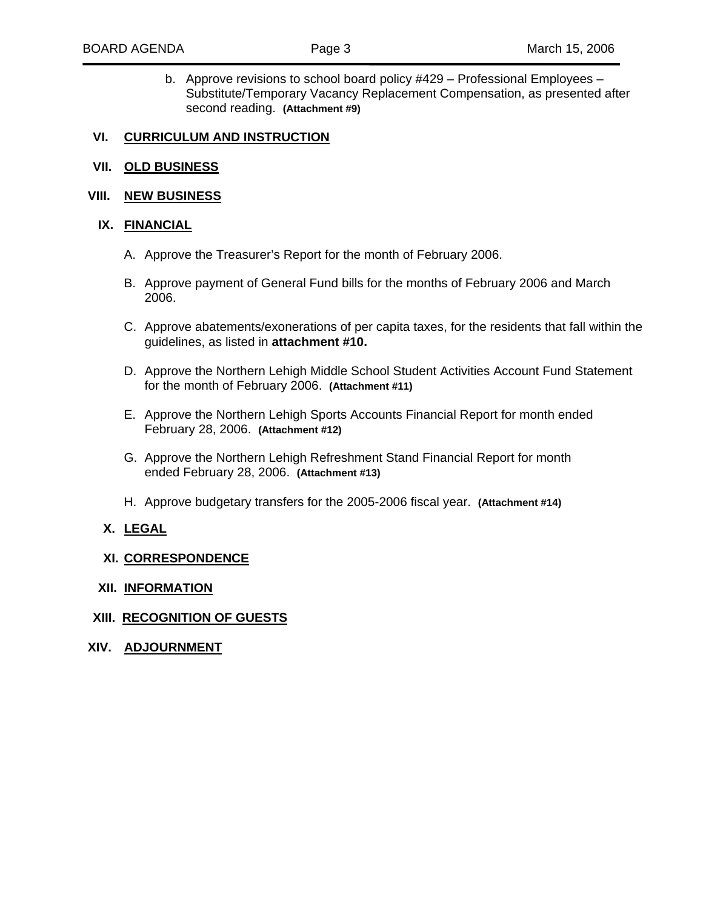b. Approve revisions to school board policy #429 – Professional Employees – Substitute/Temporary Vacancy Replacement Compensation, as presented after second reading. **(Attachment #9)**

## VI. CURRICULUM AND INSTRUCTION

## VII. OLD BUSINESS

## VIII. NEW BUSINESS

## IX. FINANCIAL

A. Approve the Treasurer's Report for the month of February 2006.

B. Approve payment of General Fund bills for the months of February 2006 and March 2006.

C. Approve abatements/exonerations of per capita taxes, for the residents that fall within the guidelines, as listed in **attachment #10.**

D. Approve the Northern Lehigh Middle School Student Activities Account Fund Statement for the month of February 2006. **(Attachment #11)**

E. Approve the Northern Lehigh Sports Accounts Financial Report for month ended February 28, 2006. **(Attachment #12)**

G. Approve the Northern Lehigh Refreshment Stand Financial Report for month ended February 28, 2006. **(Attachment #13)**

H. Approve budgetary transfers for the 2005-2006 fiscal year. **(Attachment #14)**

## X. LEGAL

## XI. CORRESPONDENCE

## XII. INFORMATION

## XIII. RECOGNITION OF GUESTS

## XIV. ADJOURNMENT